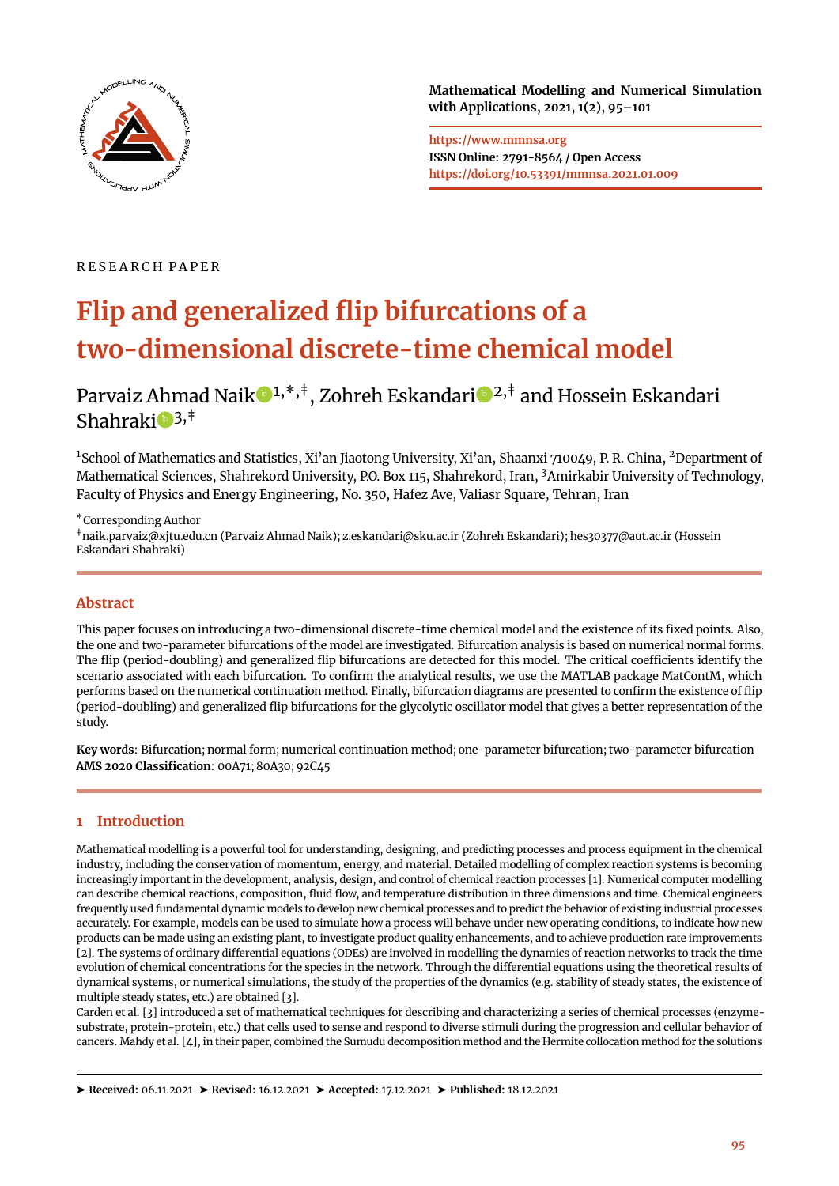Mathematical Modelling and Numerical Simulation with Applications, 2021, 1(2), 95–101

https://www.mmnsa.org
ISSN Online: 2791-8564 / Open Access
https://doi.org/10.53391/mmnsa.2021.01.009

RESEARCH PAPER

# Flip and generalized flip bifurcations of a two-dimensional discrete-time chemical model

Parvaiz Ahmad Naik [1,*,‡], Zohreh Eskandari [2,‡] and Hossein Eskandari Shahraki [3,‡]

[1]School of Mathematics and Statistics, Xi'an Jiaotong University, Xi'an, Shaanxi 710049, P. R. China, [2]Department of Mathematical Sciences, Shahrekord University, P.O. Box 115, Shahrekord, Iran, [3]Amirkabir University of Technology, Faculty of Physics and Energy Engineering, No. 350, Hafez Ave, Valiasr Square, Tehran, Iran

[*]Corresponding Author
[‡]naik.parvaiz@xjtu.edu.cn (Parvaiz Ahmad Naik); z.eskandari@sku.ac.ir (Zohreh Eskandari); hes30377@aut.ac.ir (Hossein Eskandari Shahraki)

## Abstract

This paper focuses on introducing a two-dimensional discrete-time chemical model and the existence of its fixed points. Also, the one and two-parameter bifurcations of the model are investigated. Bifurcation analysis is based on numerical normal forms. The flip (period-doubling) and generalized flip bifurcations are detected for this model. The critical coefficients identify the scenario associated with each bifurcation. To confirm the analytical results, we use the MATLAB package MatContM, which performs based on the numerical continuation method. Finally, bifurcation diagrams are presented to confirm the existence of flip (period-doubling) and generalized flip bifurcations for the glycolytic oscillator model that gives a better representation of the study.

**Key words**: Bifurcation; normal form; numerical continuation method; one-parameter bifurcation; two-parameter bifurcation
**AMS 2020 Classification**: 00A71; 80A30; 92C45

## 1 Introduction

Mathematical modelling is a powerful tool for understanding, designing, and predicting processes and process equipment in the chemical industry, including the conservation of momentum, energy, and material. Detailed modelling of complex reaction systems is becoming increasingly important in the development, analysis, design, and control of chemical reaction processes [1]. Numerical computer modelling can describe chemical reactions, composition, fluid flow, and temperature distribution in three dimensions and time. Chemical engineers frequently used fundamental dynamic models to develop new chemical processes and to predict the behavior of existing industrial processes accurately. For example, models can be used to simulate how a process will behave under new operating conditions, to indicate how new products can be made using an existing plant, to investigate product quality enhancements, and to achieve production rate improvements [2]. The systems of ordinary differential equations (ODEs) are involved in modelling the dynamics of reaction networks to track the time evolution of chemical concentrations for the species in the network. Through the differential equations using the theoretical results of dynamical systems, or numerical simulations, the study of the properties of the dynamics (e.g. stability of steady states, the existence of multiple steady states, etc.) are obtained [3].
Carden et al. [3] introduced a set of mathematical techniques for describing and characterizing a series of chemical processes (enzyme-substrate, protein-protein, etc.) that cells used to sense and respond to diverse stimuli during the progression and cellular behavior of cancers. Mahdy et al. [4], in their paper, combined the Sumudu decomposition method and the Hermite collocation method for the solutions

➤ **Received:** 06.11.2021 ➤ **Revised:** 16.12.2021 ➤ **Accepted:** 17.12.2021 ➤ **Published:** 18.12.2021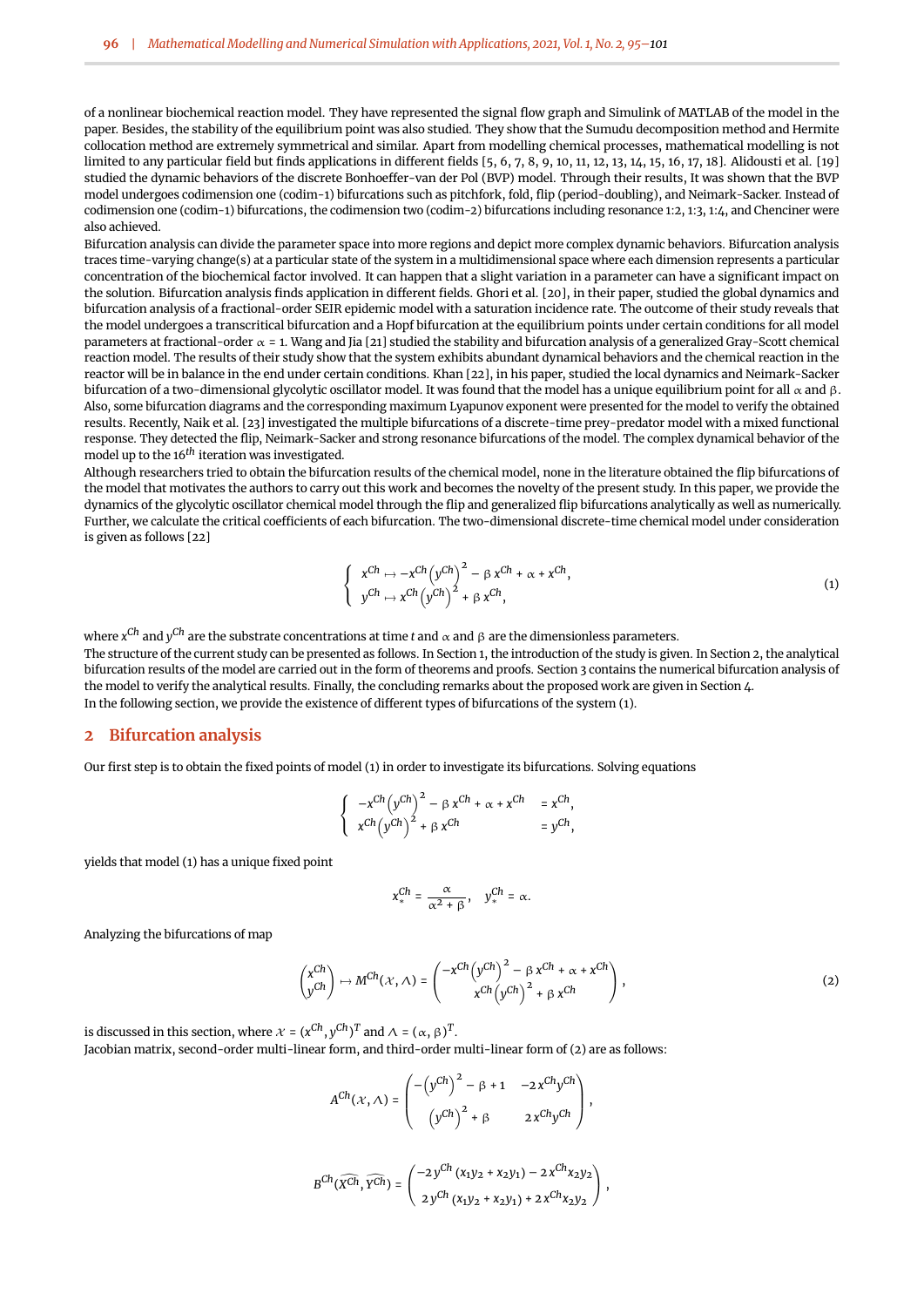of a nonlinear biochemical reaction model. They have represented the signal flow graph and Simulink of MATLAB of the model in the paper. Besides, the stability of the equilibrium point was also studied. They show that the Sumudu decomposition method and Hermite collocation method are extremely symmetrical and similar. Apart from modelling chemical processes, mathematical modelling is not limited to any particular field but finds applications in different fields [5, 6, 7, 8, 9, 10, 11, 12, 13, 14, 15, 16, 17, 18]. Alidousti et al. [19] studied the dynamic behaviors of the discrete Bonhoeffer–van der Pol (BVP) model. Through their results, It was shown that the BVP model undergoes codimension one (codim-1) bifurcations such as pitchfork, fold, flip (period-doubling), and Neimark-Sacker. Instead of codimension one (codim-1) bifurcations, the codimension two (codim-2) bifurcations including resonance 1:2, 1:3, 1:4, and Chenciner were also achieved.

Bifurcation analysis can divide the parameter space into more regions and depict more complex dynamic behaviors. Bifurcation analysis traces time-varying change(s) at a particular state of the system in a multidimensional space where each dimension represents a particular concentration of the biochemical factor involved. It can happen that a slight variation in a parameter can have a significant impact on the solution. Bifurcation analysis finds application in different fields. Ghori et al. [20], in their paper, studied the global dynamics and bifurcation analysis of a fractional-order SEIR epidemic model with a saturation incidence rate. The outcome of their study reveals that the model undergoes a transcritical bifurcation and a Hopf bifurcation at the equilibrium points under certain conditions for all model parameters at fractional-order $\alpha = 1$. Wang and Jia [21] studied the stability and bifurcation analysis of a generalized Gray-Scott chemical reaction model. The results of their study show that the system exhibits abundant dynamical behaviors and the chemical reaction in the reactor will be in balance in the end under certain conditions. Khan [22], in his paper, studied the local dynamics and Neimark-Sacker bifurcation of a two-dimensional glycolytic oscillator model. It was found that the model has a unique equilibrium point for all $\alpha$ and $\beta$. Also, some bifurcation diagrams and the corresponding maximum Lyapunov exponent were presented for the model to verify the obtained results. Recently, Naik et al. [23] investigated the multiple bifurcations of a discrete-time prey-predator model with a mixed functional response. They detected the flip, Neimark-Sacker and strong resonance bifurcations of the model. The complex dynamical behavior of the model up to the $16^{th}$ iteration was investigated.

Although researchers tried to obtain the bifurcation results of the chemical model, none in the literature obtained the flip bifurcations of the model that motivates the authors to carry out this work and becomes the novelty of the present study. In this paper, we provide the dynamics of the glycolytic oscillator chemical model through the flip and generalized flip bifurcations analytically as well as numerically. Further, we calculate the critical coefficients of each bifurcation. The two-dimensional discrete-time chemical model under consideration is given as follows [22]

$$\begin{cases} x^{Ch} \mapsto -x^{Ch}\left(y^{Ch}\right)^2 - \beta\, x^{Ch} + \alpha + x^{Ch}, \\ y^{Ch} \mapsto x^{Ch}\left(y^{Ch}\right)^2 + \beta\, x^{Ch}, \end{cases} \tag{1}$$

where $x^{Ch}$ and $y^{Ch}$ are the substrate concentrations at time $t$ and $\alpha$ and $\beta$ are the dimensionless parameters.

The structure of the current study can be presented as follows. In Section 1, the introduction of the study is given. In Section 2, the analytical bifurcation results of the model are carried out in the form of theorems and proofs. Section 3 contains the numerical bifurcation analysis of the model to verify the analytical results. Finally, the concluding remarks about the proposed work are given in Section 4.

In the following section, we provide the existence of different types of bifurcations of the system (1).

## 2 Bifurcation analysis

Our first step is to obtain the fixed points of model (1) in order to investigate its bifurcations. Solving equations

$$\begin{cases} -x^{Ch}\left(y^{Ch}\right)^2 - \beta\, x^{Ch} + \alpha + x^{Ch} & = x^{Ch}, \\ x^{Ch}\left(y^{Ch}\right)^2 + \beta\, x^{Ch} & = y^{Ch}, \end{cases}$$

yields that model (1) has a unique fixed point

$$x_*^{Ch} = \frac{\alpha}{\alpha^2 + \beta}, \quad y_*^{Ch} = \alpha.$$

Analyzing the bifurcations of map

$$\begin{pmatrix} x^{Ch} \\ y^{Ch} \end{pmatrix} \mapsto M^{Ch}(\mathcal{X}, \Lambda) = \begin{pmatrix} -x^{Ch}\left(y^{Ch}\right)^2 - \beta\, x^{Ch} + \alpha + x^{Ch} \\ x^{Ch}\left(y^{Ch}\right)^2 + \beta\, x^{Ch} \end{pmatrix}, \tag{2}$$

is discussed in this section, where $\mathcal{X} = (x^{Ch}, y^{Ch})^T$ and $\Lambda = (\alpha, \beta)^T$.

Jacobian matrix, second-order multi-linear form, and third-order multi-linear form of (2) are as follows:

$$A^{Ch}(\mathcal{X}, \Lambda) = \begin{pmatrix} -\left(y^{Ch}\right)^2 - \beta + 1 & -2\,x^{Ch}y^{Ch} \\ \left(y^{Ch}\right)^2 + \beta & 2\,x^{Ch}y^{Ch} \end{pmatrix},$$

$$B^{Ch}(\widehat{X^{Ch}}, \widehat{Y^{Ch}}) = \begin{pmatrix} -2\,y^{Ch}\,(x_1 y_2 + x_2 y_1) - 2\,x^{Ch} x_2 y_2 \\ 2\,y^{Ch}\,(x_1 y_2 + x_2 y_1) + 2\,x^{Ch} x_2 y_2 \end{pmatrix},$$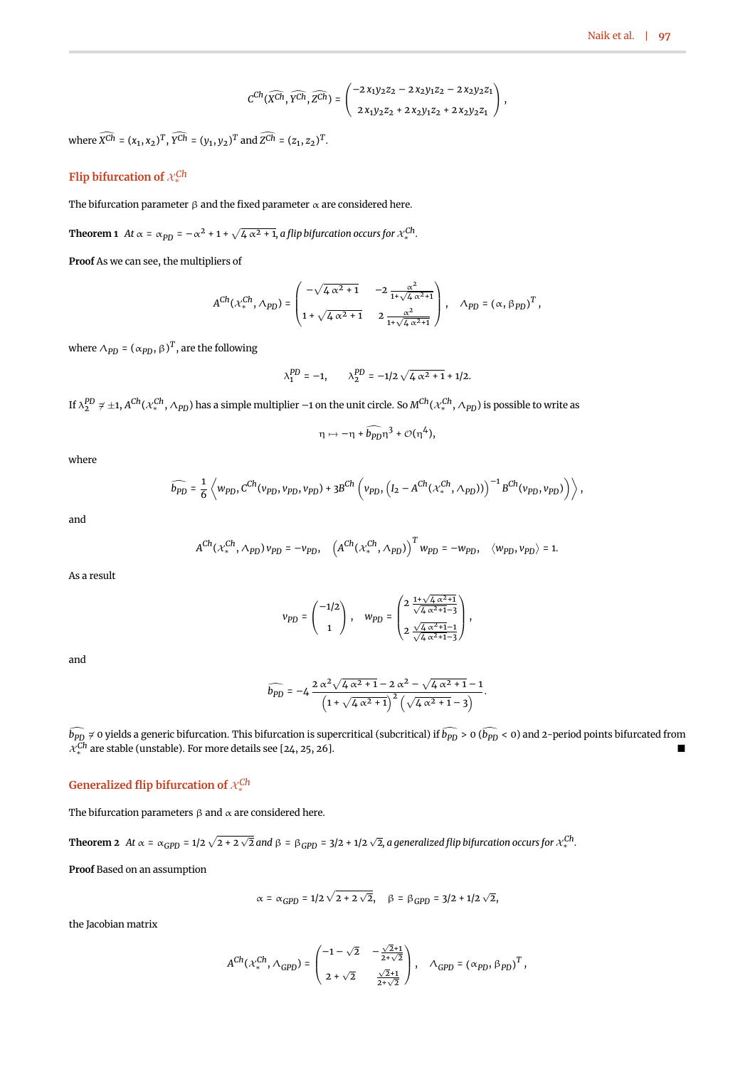$$C^{Ch}(\widehat{X^{Ch}}, \widehat{Y^{Ch}}, \widehat{Z^{Ch}}) = \begin{pmatrix} -2\,x_1 y_2 z_2 - 2\,x_2 y_1 z_2 - 2\,x_2 y_2 z_1 \\ 2\,x_1 y_2 z_2 + 2\,x_2 y_1 z_2 + 2\,x_2 y_2 z_1 \end{pmatrix},$$

where $\widehat{X^{Ch}} = (x_1, x_2)^T$, $\widehat{Y^{Ch}} = (y_1, y_2)^T$ and $\widehat{Z^{Ch}} = (z_1, z_2)^T$.

## Flip bifurcation of $\mathcal{X}_*^{Ch}$

The bifurcation parameter $\beta$ and the fixed parameter $\alpha$ are considered here.

**Theorem 1** *At $\alpha = \alpha_{PD} = -\alpha^2 + 1 + \sqrt{4\,\alpha^2 + 1}$, a flip bifurcation occurs for $\mathcal{X}_*^{Ch}$.*

**Proof** As we can see, the multipliers of

$$A^{Ch}(\mathcal{X}_*^{Ch}, \Lambda_{PD}) = \begin{pmatrix} -\sqrt{4\,\alpha^2 + 1} & -2\,\frac{\alpha^2}{1+\sqrt{4\,\alpha^2+1}} \\ 1 + \sqrt{4\,\alpha^2 + 1} & 2\,\frac{\alpha^2}{1+\sqrt{4\,\alpha^2+1}} \end{pmatrix}, \quad \Lambda_{PD} = (\alpha, \beta_{PD})^T,$$

where $\Lambda_{PD} = (\alpha_{PD}, \beta)^T$, are the following

$$\lambda_1^{PD} = -1, \qquad \lambda_2^{PD} = -1/2\,\sqrt{4\,\alpha^2 + 1} + 1/2.$$

If $\lambda_2^{PD} \neq \pm 1$, $A^{Ch}(\mathcal{X}_*^{Ch}, \Lambda_{PD})$ has a simple multiplier $-1$ on the unit circle. So $M^{Ch}(\mathcal{X}_*^{Ch}, \Lambda_{PD})$ is possible to write as

$$\eta \mapsto -\eta + \widehat{b_{PD}}\eta^3 + \mathcal{O}(\eta^4),$$

where

$$\widehat{b_{PD}} = \frac{1}{6}\left\langle w_{PD}, C^{Ch}(v_{PD}, v_{PD}, v_{PD}) + 3B^{Ch}\left(v_{PD}, \left(I_2 - A^{Ch}(\mathcal{X}_*^{Ch}, \Lambda_{PD})\right)^{-1} B^{Ch}(v_{PD}, v_{PD})\right)\right\rangle,$$

and

$$A^{Ch}(\mathcal{X}_*^{Ch}, \Lambda_{PD})\, v_{PD} = -v_{PD}, \quad \left(A^{Ch}(\mathcal{X}_*^{Ch}, \Lambda_{PD})\right)^T w_{PD} = -w_{PD}, \quad \langle w_{PD}, v_{PD}\rangle = 1.$$

As a result

$$v_{PD} = \begin{pmatrix} -1/2 \\ 1 \end{pmatrix}, \quad w_{PD} = \begin{pmatrix} 2\,\frac{1+\sqrt{4\,\alpha^2+1}}{\sqrt{4\,\alpha^2+1}-3} \\ 2\,\frac{\sqrt{4\,\alpha^2+1}-1}{\sqrt{4\,\alpha^2+1}-3} \end{pmatrix},$$

and

$$\widehat{b_{PD}} = -4\,\frac{2\,\alpha^2\sqrt{4\,\alpha^2 + 1} - 2\,\alpha^2 - \sqrt{4\,\alpha^2 + 1} - 1}{\left(1 + \sqrt{4\,\alpha^2 + 1}\right)^2\left(\sqrt{4\,\alpha^2 + 1} - 3\right)}.$$

$\widehat{b_{PD}} \neq 0$ yields a generic bifurcation. This bifurcation is supercritical (subcritical) if $\widehat{b_{PD}} > 0$ ($\widehat{b_{PD}} < 0$) and 2-period points bifurcated from $\mathcal{X}_*^{Ch}$ are stable (unstable). For more details see [24, 25, 26]. ∎

## Generalized flip bifurcation of $\mathcal{X}_*^{Ch}$

The bifurcation parameters $\beta$ and $\alpha$ are considered here.

**Theorem 2** *At $\alpha = \alpha_{GPD} = 1/2\,\sqrt{2 + 2\,\sqrt{2}}$ and $\beta = \beta_{GPD} = 3/2 + 1/2\,\sqrt{2}$, a generalized flip bifurcation occurs for $\mathcal{X}_*^{Ch}$.*

**Proof** Based on an assumption

$$\alpha = \alpha_{GPD} = 1/2\,\sqrt{2 + 2\,\sqrt{2}}, \quad \beta = \beta_{GPD} = 3/2 + 1/2\,\sqrt{2},$$

the Jacobian matrix

$$A^{Ch}(\mathcal{X}_*^{Ch}, \Lambda_{GPD}) = \begin{pmatrix} -1 - \sqrt{2} & -\frac{\sqrt{2}+1}{2+\sqrt{2}} \\ 2 + \sqrt{2} & \frac{\sqrt{2}+1}{2+\sqrt{2}} \end{pmatrix}, \quad \Lambda_{GPD} = (\alpha_{PD}, \beta_{PD})^T,$$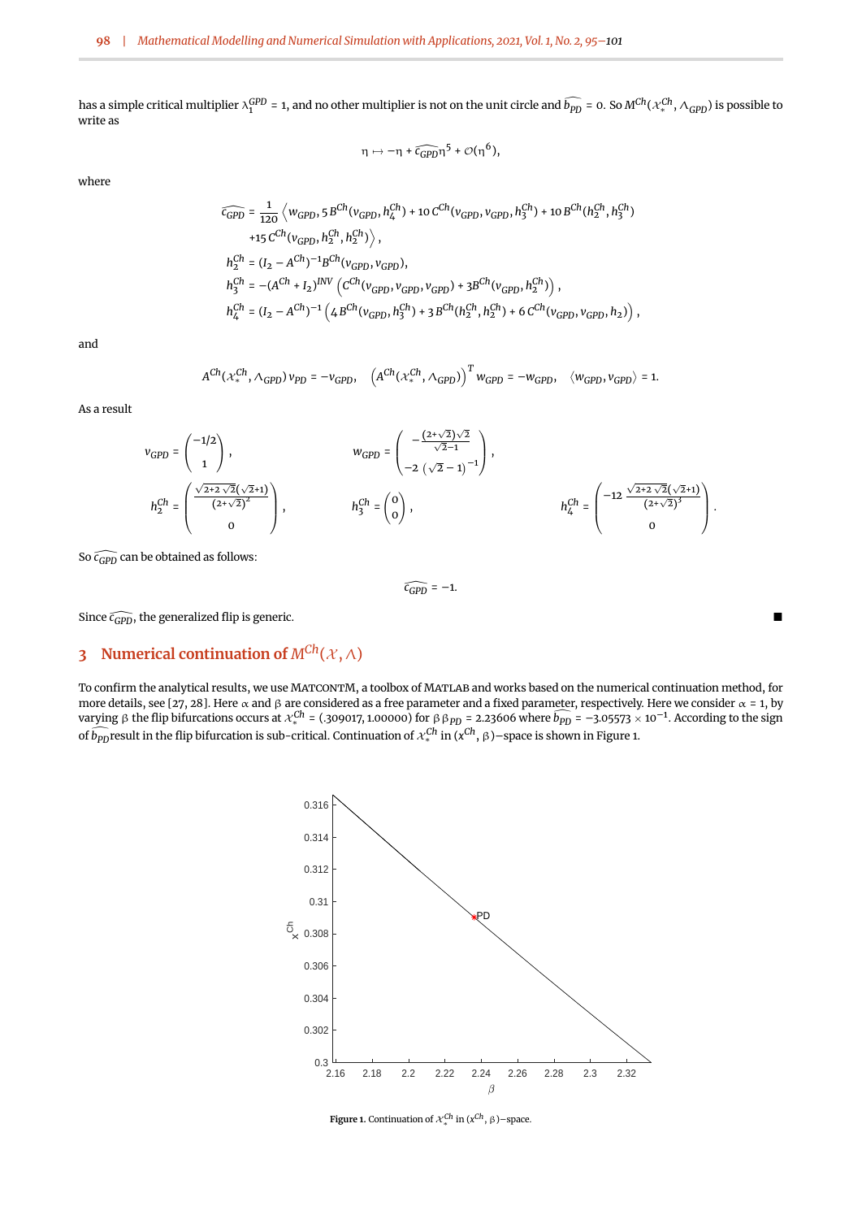has a simple critical multiplier $\lambda_1^{GPD} = 1$, and no other multiplier is not on the unit circle and $\widehat{b_{PD}} = 0$. So $M^{Ch}(\mathcal{X}_*^{Ch}, \wedge_{GPD})$ is possible to write as

$$\eta \mapsto -\eta + \widehat{c_{GPD}}\eta^5 + \mathcal{O}(\eta^6),$$

where

$$\begin{aligned}
\widehat{c_{GPD}} &= \frac{1}{120}\Big\langle w_{GPD}, 5\,B^{Ch}(v_{GPD}, h_4^{Ch}) + 10\,C^{Ch}(v_{GPD}, v_{GPD}, h_3^{Ch}) + 10\,B^{Ch}(h_2^{Ch}, h_3^{Ch}) \\
&\quad +15\,C^{Ch}(v_{GPD}, h_2^{Ch}, h_2^{Ch})\Big\rangle, \\
h_2^{Ch} &= (I_2 - A^{Ch})^{-1}B^{Ch}(v_{GPD}, v_{GPD}), \\
h_3^{Ch} &= -(A^{Ch} + I_2)^{INV}\left(C^{Ch}(v_{GPD}, v_{GPD}, v_{GPD}) + 3B^{Ch}(v_{GPD}, h_2^{Ch})\right), \\
h_4^{Ch} &= (I_2 - A^{Ch})^{-1}\left(4\,B^{Ch}(v_{GPD}, h_3^{Ch}) + 3\,B^{Ch}(h_2^{Ch}, h_2^{Ch}) + 6\,C^{Ch}(v_{GPD}, v_{GPD}, h_2)\right),
\end{aligned}$$

and

$$A^{Ch}(\mathcal{X}_*^{Ch}, \wedge_{GPD})\,v_{PD} = -v_{GPD}, \quad \left(A^{Ch}(\mathcal{X}_*^{Ch}, \wedge_{GPD})\right)^T w_{GPD} = -w_{GPD}, \quad \langle w_{GPD}, v_{GPD}\rangle = 1.$$

As a result

$$v_{GPD} = \begin{pmatrix} -1/2 \\ 1 \end{pmatrix}, \qquad w_{GPD} = \begin{pmatrix} -\frac{(2+\sqrt{2})\sqrt{2}}{\sqrt{2}-1} \\ -2\left(\sqrt{2}-1\right)^{-1} \end{pmatrix},$$

$$h_2^{Ch} = \begin{pmatrix} \frac{\sqrt{2+2\sqrt{2}}(\sqrt{2}+1)}{(2+\sqrt{2})^2} \\ 0 \end{pmatrix}, \qquad h_3^{Ch} = \begin{pmatrix} 0 \\ 0 \end{pmatrix}, \qquad h_4^{Ch} = \begin{pmatrix} -12\,\frac{\sqrt{2+2\sqrt{2}}(\sqrt{2}+1)}{(2+\sqrt{2})^3} \\ 0 \end{pmatrix}.$$

So $\widehat{c_{GPD}}$ can be obtained as follows:

$$\widehat{c_{GPD}} = -1.$$

Since $\widehat{c_{GPD}}$, the generalized flip is generic. ■

## 3 Numerical continuation of $M^{Ch}(\mathcal{X}, \wedge)$

To confirm the analytical results, we use MATCONTM, a toolbox of MATLAB and works based on the numerical continuation method, for more details, see [27, 28]. Here $\alpha$ and $\beta$ are considered as a free parameter and a fixed parameter, respectively. Here we consider $\alpha = 1$, by varying $\beta$ the flip bifurcations occurs at $\mathcal{X}_*^{Ch} = (.309017, 1.00000)$ for $\beta\,\beta_{PD} = 2.23606$ where $\widehat{b_{PD}} = -3.05573 \times 10^{-1}$. According to the sign of $\widehat{b_{PD}}$result in the flip bifurcation is sub-critical. Continuation of $\mathcal{X}_*^{Ch}$ in $(x^{Ch}, \beta)$−space is shown in Figure 1.

**Figure 1.** Continuation of $\mathcal{X}_*^{Ch}$ in $(x^{Ch}, \beta)$−space.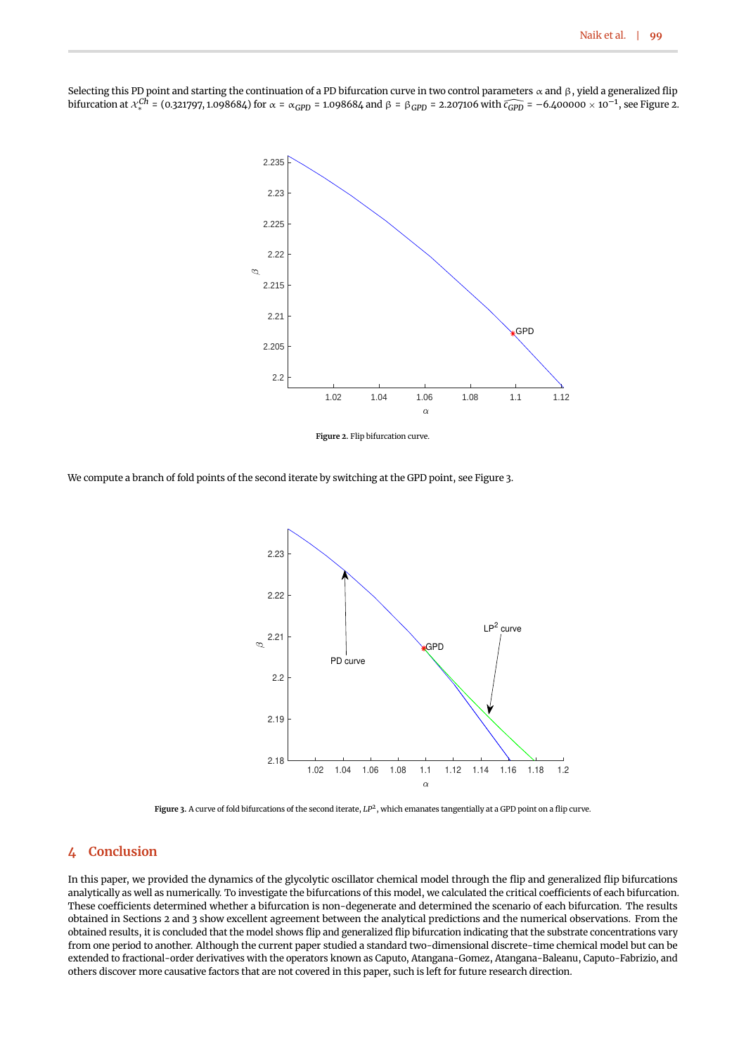Selecting this PD point and starting the continuation of a PD bifurcation curve in two control parameters $\alpha$ and $\beta$, yield a generalized flip bifurcation at $\mathcal{X}_*^{Ch} = (0.321797, 1.098684)$ for $\alpha = \alpha_{GPD} = 1.098684$ and $\beta = \beta_{GPD} = 2.207106$ with $\widehat{c_{GPD}} = -6.400000 \times 10^{-1}$, see Figure 2.

Figure 2. Flip bifurcation curve.

We compute a branch of fold points of the second iterate by switching at the GPD point, see Figure 3.

Figure 3. A curve of fold bifurcations of the second iterate, $LP^2$, which emanates tangentially at a GPD point on a flip curve.

## 4 Conclusion

In this paper, we provided the dynamics of the glycolytic oscillator chemical model through the flip and generalized flip bifurcations analytically as well as numerically. To investigate the bifurcations of this model, we calculated the critical coefficients of each bifurcation. These coefficients determined whether a bifurcation is non-degenerate and determined the scenario of each bifurcation. The results obtained in Sections 2 and 3 show excellent agreement between the analytical predictions and the numerical observations. From the obtained results, it is concluded that the model shows flip and generalized flip bifurcation indicating that the substrate concentrations vary from one period to another. Although the current paper studied a standard two-dimensional discrete-time chemical model but can be extended to fractional-order derivatives with the operators known as Caputo, Atangana-Gomez, Atangana-Baleanu, Caputo-Fabrizio, and others discover more causative factors that are not covered in this paper, such is left for future research direction.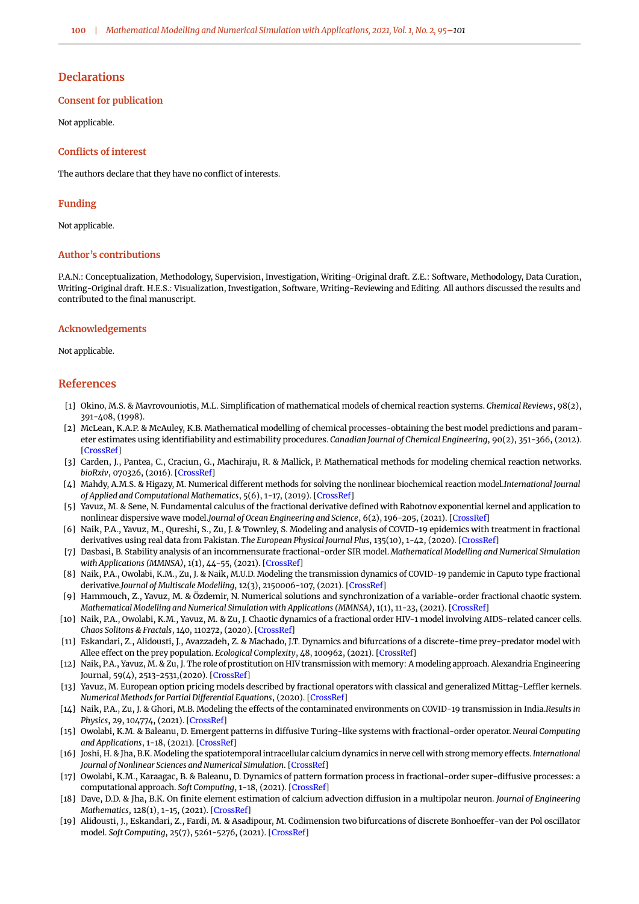## Declarations

### Consent for publication

Not applicable.

### Conflicts of interest

The authors declare that they have no conflict of interests.

### Funding

Not applicable.

### Author's contributions

P.A.N.: Conceptualization, Methodology, Supervision, Investigation, Writing-Original draft. Z.E.: Software, Methodology, Data Curation, Writing-Original draft. H.E.S.: Visualization, Investigation, Software, Writing-Reviewing and Editing. All authors discussed the results and contributed to the final manuscript.

### Acknowledgements

Not applicable.

## References

[1] Okino, M.S. & Mavrovouniotis, M.L. Simplification of mathematical models of chemical reaction systems. *Chemical Reviews*, 98(2), 391-408, (1998).

[2] McLean, K.A.P. & McAuley, K.B. Mathematical modelling of chemical processes-obtaining the best model predictions and parameter estimates using identifiability and estimability procedures. *Canadian Journal of Chemical Engineering*, 90(2), 351-366, (2012). [CrossRef]

[3] Carden, J., Pantea, C., Craciun, G., Machiraju, R. & Mallick, P. Mathematical methods for modeling chemical reaction networks. *bioRxiv*, 070326, (2016). [CrossRef]

[4] Mahdy, A.M.S. & Higazy, M. Numerical different methods for solving the nonlinear biochemical reaction model.*International Journal of Applied and Computational Mathematics*, 5(6), 1-17, (2019). [CrossRef]

[5] Yavuz, M. & Sene, N. Fundamental calculus of the fractional derivative defined with Rabotnov exponential kernel and application to nonlinear dispersive wave model.*Journal of Ocean Engineering and Science*, 6(2), 196-205, (2021). [CrossRef]

[6] Naik, P.A., Yavuz, M., Qureshi, S., Zu, J. & Townley, S. Modeling and analysis of COVID-19 epidemics with treatment in fractional derivatives using real data from Pakistan. *The European Physical Journal Plus*, 135(10), 1-42, (2020). [CrossRef]

[7] Dasbasi, B. Stability analysis of an incommensurate fractional-order SIR model. *Mathematical Modelling and Numerical Simulation with Applications (MMNSA)*, 1(1), 44-55, (2021). [CrossRef]

[8] Naik, P.A., Owolabi, K.M., Zu, J. & Naik, M.U.D. Modeling the transmission dynamics of COVID-19 pandemic in Caputo type fractional derivative.*Journal of Multiscale Modelling*, 12(3), 2150006-107, (2021). [CrossRef]

[9] Hammouch, Z., Yavuz, M. & Özdemir, N. Numerical solutions and synchronization of a variable-order fractional chaotic system. *Mathematical Modelling and Numerical Simulation with Applications (MMNSA)*, 1(1), 11-23, (2021). [CrossRef]

[10] Naik, P.A., Owolabi, K.M., Yavuz, M. & Zu, J. Chaotic dynamics of a fractional order HIV-1 model involving AIDS-related cancer cells. *Chaos Solitons & Fractals*, 140, 110272, (2020). [CrossRef]

[11] Eskandari, Z., Alidousti, J., Avazzadeh, Z. & Machado, J.T. Dynamics and bifurcations of a discrete-time prey-predator model with Allee effect on the prey population. *Ecological Complexity*, 48, 100962, (2021). [CrossRef]

[12] Naik, P.A., Yavuz, M. & Zu, J. The role of prostitution on HIV transmission with memory: A modeling approach. Alexandria Engineering Journal, 59(4), 2513-2531,(2020). [CrossRef]

[13] Yavuz, M. European option pricing models described by fractional operators with classical and generalized Mittag-Leffler kernels. *Numerical Methods for Partial Differential Equations*, (2020). [CrossRef]

[14] Naik, P.A., Zu, J. & Ghori, M.B. Modeling the effects of the contaminated environments on COVID-19 transmission in India.*Results in Physics*, 29, 104774, (2021). [CrossRef]

[15] Owolabi, K.M. & Baleanu, D. Emergent patterns in diffusive Turing-like systems with fractional-order operator. *Neural Computing and Applications*, 1-18, (2021). [CrossRef]

[16] Joshi, H. & Jha, B.K. Modeling the spatiotemporal intracellular calcium dynamics in nerve cell with strong memory effects. *International Journal of Nonlinear Sciences and Numerical Simulation*. [CrossRef]

[17] Owolabi, K.M., Karaagac, B. & Baleanu, D. Dynamics of pattern formation process in fractional-order super-diffusive processes: a computational approach. *Soft Computing*, 1-18, (2021). [CrossRef]

[18] Dave, D.D. & Jha, B.K. On finite element estimation of calcium advection diffusion in a multipolar neuron. *Journal of Engineering Mathematics*, 128(1), 1-15, (2021). [CrossRef]

[19] Alidousti, J., Eskandari, Z., Fardi, M. & Asadipour, M. Codimension two bifurcations of discrete Bonhoeffer-van der Pol oscillator model. *Soft Computing*, 25(7), 5261-5276, (2021). [CrossRef]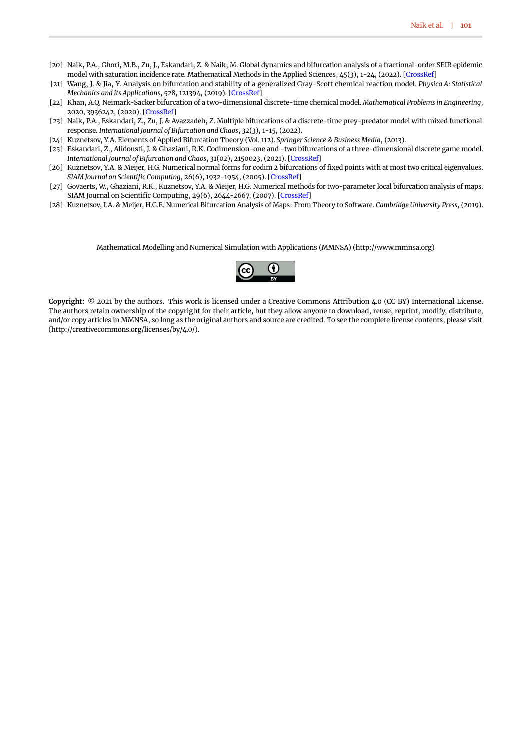[20] Naik, P.A., Ghori, M.B., Zu, J., Eskandari, Z. & Naik, M. Global dynamics and bifurcation analysis of a fractional-order SEIR epidemic model with saturation incidence rate. Mathematical Methods in the Applied Sciences, 45(3), 1-24, (2022). [CrossRef]

[21] Wang, J. & Jia, Y. Analysis on bifurcation and stability of a generalized Gray-Scott chemical reaction model. *Physica A: Statistical Mechanics and its Applications*, 528, 121394, (2019). [CrossRef]

[22] Khan, A.Q. Neimark-Sacker bifurcation of a two-dimensional discrete-time chemical model. *Mathematical Problems in Engineering*, 2020, 3936242, (2020). [CrossRef]

[23] Naik, P.A., Eskandari, Z., Zu, J. & Avazzadeh, Z. Multiple bifurcations of a discrete-time prey-predator model with mixed functional response. *International Journal of Bifurcation and Chaos*, 32(3), 1-15, (2022).

[24] Kuznetsov, Y.A. Elements of Applied Bifurcation Theory (Vol. 112). *Springer Science & Business Media*, (2013).

[25] Eskandari, Z., Alidousti, J. & Ghaziani, R.K. Codimension-one and -two bifurcations of a three-dimensional discrete game model. *International Journal of Bifurcation and Chaos*, 31(02), 2150023, (2021). [CrossRef]

[26] Kuznetsov, Y.A. & Meijer, H.G. Numerical normal forms for codim 2 bifurcations of fixed points with at most two critical eigenvalues. *SIAM Journal on Scientific Computing*, 26(6), 1932-1954, (2005). [CrossRef]

[27] Govaerts, W., Ghaziani, R.K., Kuznetsov, Y.A. & Meijer, H.G. Numerical methods for two-parameter local bifurcation analysis of maps. SIAM Journal on Scientific Computing, 29(6), 2644-2667, (2007). [CrossRef]

[28] Kuznetsov, I.A. & Meijer, H.G.E. Numerical Bifurcation Analysis of Maps: From Theory to Software. *Cambridge University Press*, (2019).

Mathematical Modelling and Numerical Simulation with Applications (MMNSA) (http://www.mmnsa.org)

**Copyright:** © 2021 by the authors. This work is licensed under a Creative Commons Attribution 4.0 (CC BY) International License. The authors retain ownership of the copyright for their article, but they allow anyone to download, reuse, reprint, modify, distribute, and/or copy articles in MMNSA, so long as the original authors and source are credited. To see the complete license contents, please visit (http://creativecommons.org/licenses/by/4.0/).